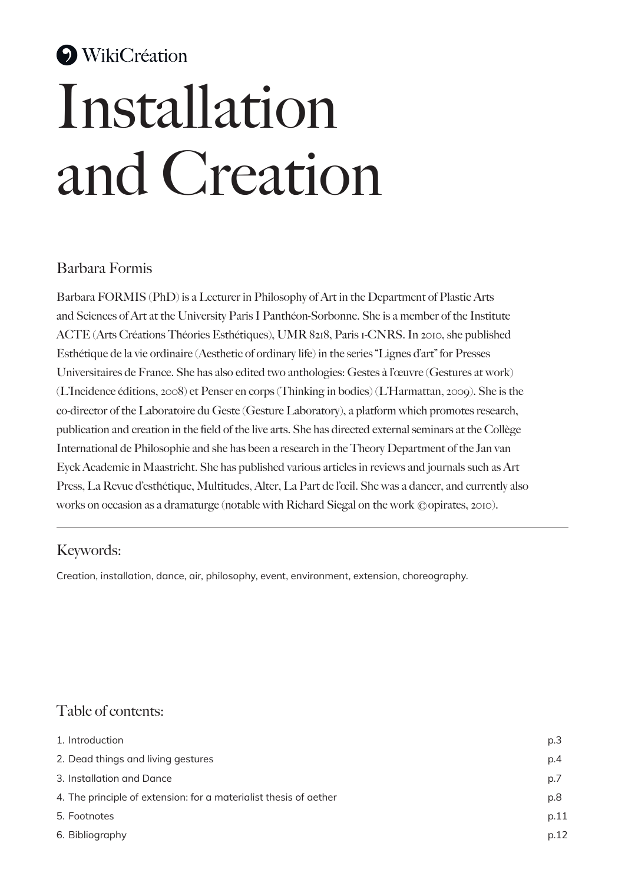WikiCréation

# Installation and Creation

## Barbara Formis

Barbara FORMIS (PhD) is a Lecturer in Philosophy of Art in the Department of Plastic Arts and Sciences of Art at the University Paris I Panthéon-Sorbonne. She is a member of the Institute ACTE (Arts Créations Théories Esthétiques), UMR 8218, Paris 1-CNRS. In 2010, she published Esthétique de la vie ordinaire (Aesthetic of ordinary life) in the series "Lignes d'art" for Presses Universitaires de France. She has also edited two anthologies: Gestes à l'œuvre (Gestures at work) (L'Incidence éditions, 2008) et Penser en corps (Thinking in bodies) (L'Harmattan, 2009). She is the co-director of the Laboratoire du Geste (Gesture Laboratory), a platform which promotes research, publication and creation in the field of the live arts. She has directed external seminars at the Collège International de Philosophie and she has been a research in the Theory Department of the Jan van Eyck Academie in Maastricht. She has published various articles in reviews and journals such as Art Press, La Revue d'esthétique, Multitudes, Alter, La Part de l'œil. She was a dancer, and currently also works on occasion as a dramaturge (notable with Richard Siegal on the work ©opirates, 2010).

---

## Keywords:

Creation, installation, dance, air, philosophy, event, environment, extension, choreography.

## Table of contents:

| | |
|---|---|
| 1. Introduction | p.3 |
| 2. Dead things and living gestures | p.4 |
| 3. Installation and Dance | p.7 |
| 4. The principle of extension: for a materialist thesis of aether | p.8 |
| 5. Footnotes | p.11 |
| 6. Bibliography | p.12 |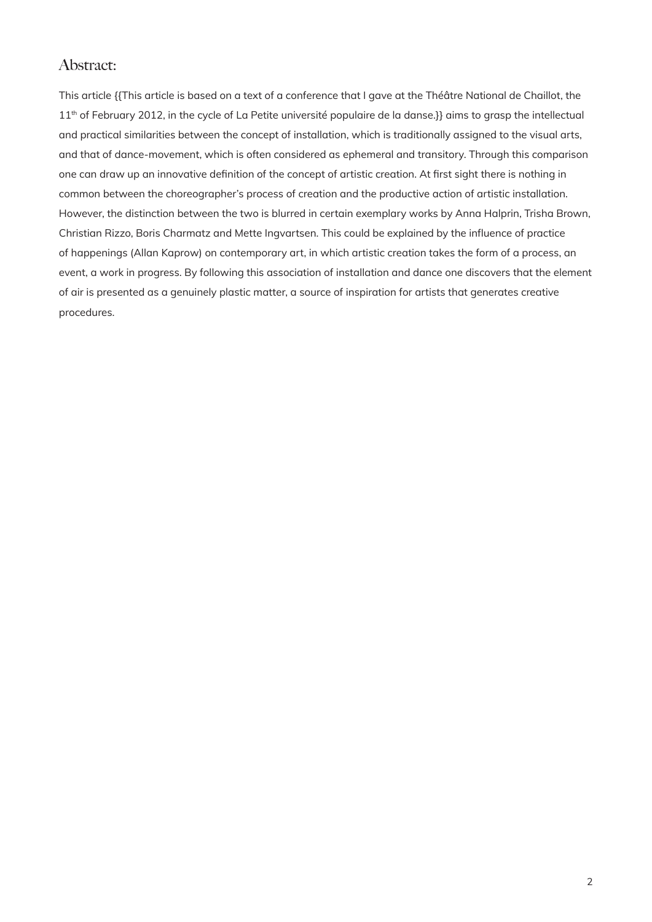## Abstract:

This article {{This article is based on a text of a conference that I gave at the Théâtre National de Chaillot, the 11th of February 2012, in the cycle of La Petite université populaire de la danse.}} aims to grasp the intellectual and practical similarities between the concept of installation, which is traditionally assigned to the visual arts, and that of dance-movement, which is often considered as ephemeral and transitory. Through this comparison one can draw up an innovative definition of the concept of artistic creation. At first sight there is nothing in common between the choreographer's process of creation and the productive action of artistic installation. However, the distinction between the two is blurred in certain exemplary works by Anna Halprin, Trisha Brown, Christian Rizzo, Boris Charmatz and Mette Ingvartsen. This could be explained by the influence of practice of happenings (Allan Kaprow) on contemporary art, in which artistic creation takes the form of a process, an event, a work in progress. By following this association of installation and dance one discovers that the element of air is presented as a genuinely plastic matter, a source of inspiration for artists that generates creative procedures.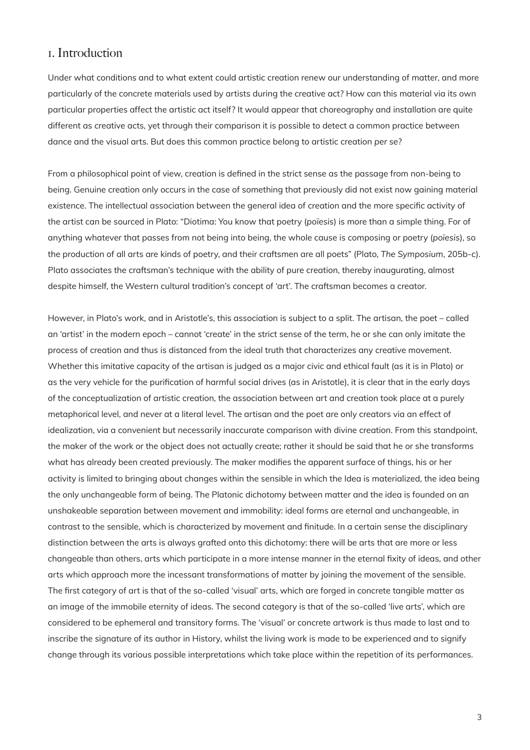# 1. Introduction

Under what conditions and to what extent could artistic creation renew our understanding of matter, and more particularly of the concrete materials used by artists during the creative act? How can this material via its own particular properties affect the artistic act itself? It would appear that choreography and installation are quite different as creative acts, yet through their comparison it is possible to detect a common practice between dance and the visual arts. But does this common practice belong to artistic creation *per se*?

From a philosophical point of view, creation is defined in the strict sense as the passage from non-being to being. Genuine creation only occurs in the case of something that previously did not exist now gaining material existence. The intellectual association between the general idea of creation and the more specific activity of the artist can be sourced in Plato: "Diotima: You know that poetry (*poïesis*) is more than a simple thing. For of anything whatever that passes from not being into being, the whole cause is composing or poetry (*poïesis*), so the production of all arts are kinds of poetry, and their craftsmen are all poets" (Plato, *The Symposium*, 205b-c). Plato associates the craftsman's technique with the ability of pure creation, thereby inaugurating, almost despite himself, the Western cultural tradition's concept of 'art'. The craftsman becomes a creator.

However, in Plato's work, and in Aristotle's, this association is subject to a split. The artisan, the poet – called an 'artist' in the modern epoch – cannot 'create' in the strict sense of the term, he or she can only imitate the process of creation and thus is distanced from the ideal truth that characterizes any creative movement. Whether this imitative capacity of the artisan is judged as a major civic and ethical fault (as it is in Plato) or as the very vehicle for the purification of harmful social drives (as in Aristotle), it is clear that in the early days of the conceptualization of artistic creation, the association between art and creation took place at a purely metaphorical level, and never at a literal level. The artisan and the poet are only creators via an effect of idealization, via a convenient but necessarily inaccurate comparison with divine creation. From this standpoint, the maker of the work or the object does not actually create; rather it should be said that he or she transforms what has already been created previously. The maker modifies the apparent surface of things, his or her activity is limited to bringing about changes within the sensible in which the Idea is materialized, the idea being the only unchangeable form of being. The Platonic dichotomy between matter and the idea is founded on an unshakeable separation between movement and immobility: ideal forms are eternal and unchangeable, in contrast to the sensible, which is characterized by movement and finitude. In a certain sense the disciplinary distinction between the arts is always grafted onto this dichotomy: there will be arts that are more or less changeable than others, arts which participate in a more intense manner in the eternal fixity of ideas, and other arts which approach more the incessant transformations of matter by joining the movement of the sensible. The first category of art is that of the so-called 'visual' arts, which are forged in concrete tangible matter as an image of the immobile eternity of ideas. The second category is that of the so-called 'live arts', which are considered to be ephemeral and transitory forms. The 'visual' or concrete artwork is thus made to last and to inscribe the signature of its author in History, whilst the living work is made to be experienced and to signify change through its various possible interpretations which take place within the repetition of its performances.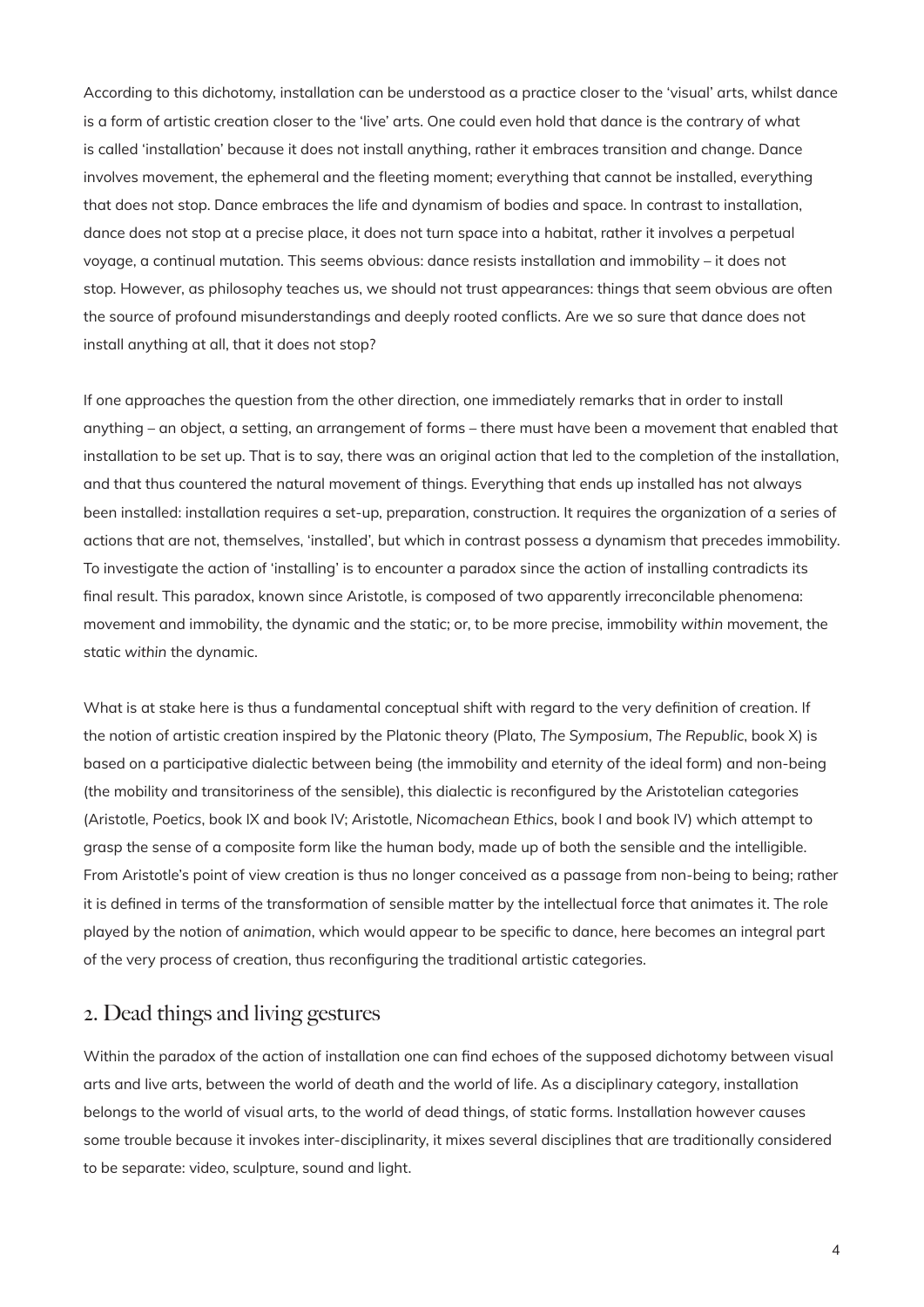According to this dichotomy, installation can be understood as a practice closer to the 'visual' arts, whilst dance is a form of artistic creation closer to the 'live' arts. One could even hold that dance is the contrary of what is called 'installation' because it does not install anything, rather it embraces transition and change. Dance involves movement, the ephemeral and the fleeting moment; everything that cannot be installed, everything that does not stop. Dance embraces the life and dynamism of bodies and space. In contrast to installation, dance does not stop at a precise place, it does not turn space into a habitat, rather it involves a perpetual voyage, a continual mutation. This seems obvious: dance resists installation and immobility – it does not stop. However, as philosophy teaches us, we should not trust appearances: things that seem obvious are often the source of profound misunderstandings and deeply rooted conflicts. Are we so sure that dance does not install anything at all, that it does not stop?

If one approaches the question from the other direction, one immediately remarks that in order to install anything – an object, a setting, an arrangement of forms – there must have been a movement that enabled that installation to be set up. That is to say, there was an original action that led to the completion of the installation, and that thus countered the natural movement of things. Everything that ends up installed has not always been installed: installation requires a set-up, preparation, construction. It requires the organization of a series of actions that are not, themselves, 'installed', but which in contrast possess a dynamism that precedes immobility. To investigate the action of 'installing' is to encounter a paradox since the action of installing contradicts its final result. This paradox, known since Aristotle, is composed of two apparently irreconcilable phenomena: movement and immobility, the dynamic and the static; or, to be more precise, immobility *within* movement, the static *within* the dynamic.

What is at stake here is thus a fundamental conceptual shift with regard to the very definition of creation. If the notion of artistic creation inspired by the Platonic theory (Plato, *The Symposium*, *The Republic*, book X) is based on a participative dialectic between being (the immobility and eternity of the ideal form) and non-being (the mobility and transitoriness of the sensible), this dialectic is reconfigured by the Aristotelian categories (Aristotle, *Poetics*, book IX and book IV; Aristotle, *Nicomachean Ethics*, book I and book IV) which attempt to grasp the sense of a composite form like the human body, made up of both the sensible and the intelligible. From Aristotle's point of view creation is thus no longer conceived as a passage from non-being to being; rather it is defined in terms of the transformation of sensible matter by the intellectual force that animates it. The role played by the notion of *animation*, which would appear to be specific to dance, here becomes an integral part of the very process of creation, thus reconfiguring the traditional artistic categories.

## 2. Dead things and living gestures

Within the paradox of the action of installation one can find echoes of the supposed dichotomy between visual arts and live arts, between the world of death and the world of life. As a disciplinary category, installation belongs to the world of visual arts, to the world of dead things, of static forms. Installation however causes some trouble because it invokes inter-disciplinarity, it mixes several disciplines that are traditionally considered to be separate: video, sculpture, sound and light.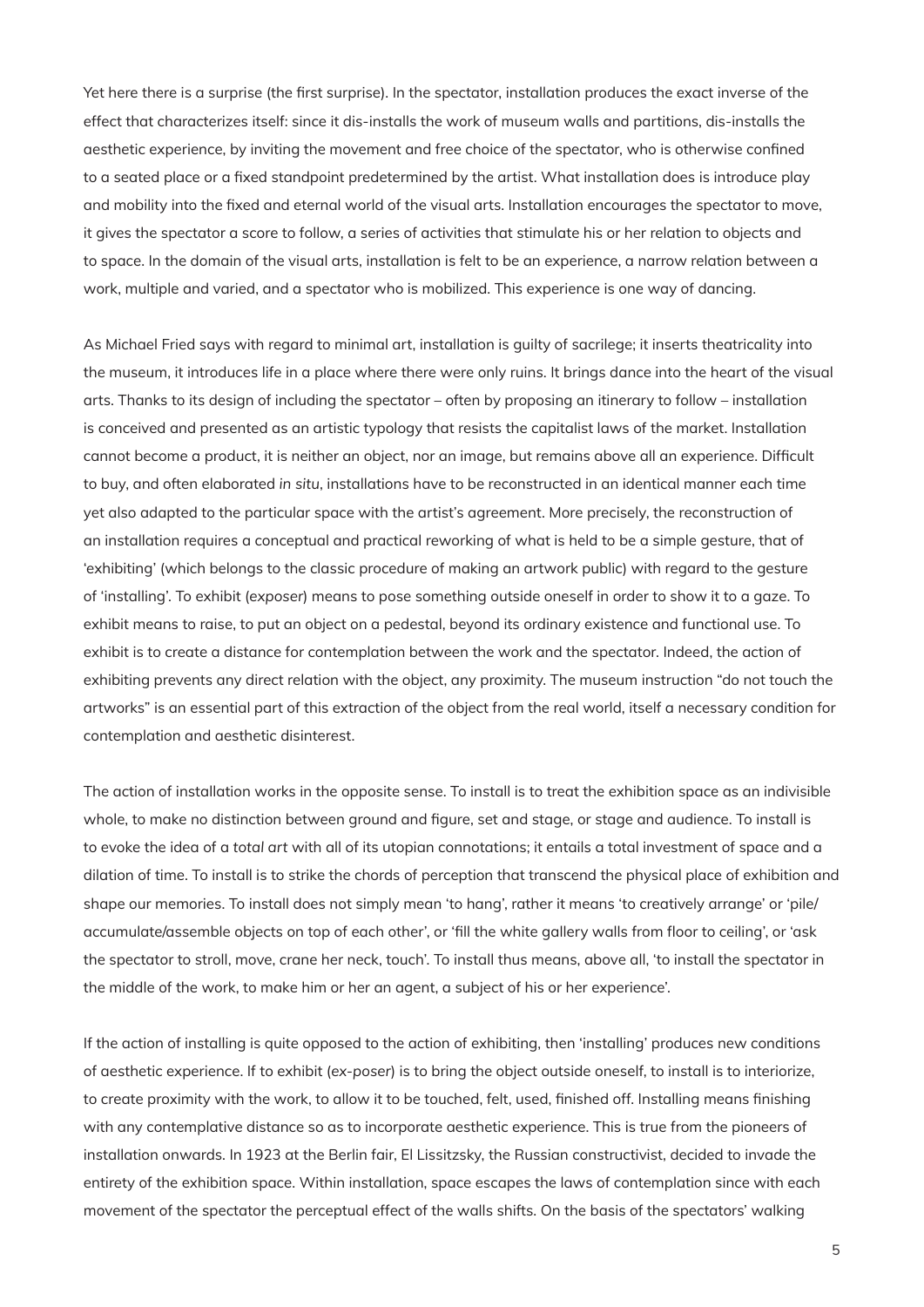Yet here there is a surprise (the first surprise). In the spectator, installation produces the exact inverse of the effect that characterizes itself: since it dis-installs the work of museum walls and partitions, dis-installs the aesthetic experience, by inviting the movement and free choice of the spectator, who is otherwise confined to a seated place or a fixed standpoint predetermined by the artist. What installation does is introduce play and mobility into the fixed and eternal world of the visual arts. Installation encourages the spectator to move, it gives the spectator a score to follow, a series of activities that stimulate his or her relation to objects and to space. In the domain of the visual arts, installation is felt to be an experience, a narrow relation between a work, multiple and varied, and a spectator who is mobilized. This experience is one way of dancing.

As Michael Fried says with regard to minimal art, installation is guilty of sacrilege; it inserts theatricality into the museum, it introduces life in a place where there were only ruins. It brings dance into the heart of the visual arts. Thanks to its design of including the spectator – often by proposing an itinerary to follow – installation is conceived and presented as an artistic typology that resists the capitalist laws of the market. Installation cannot become a product, it is neither an object, nor an image, but remains above all an experience. Difficult to buy, and often elaborated *in situ*, installations have to be reconstructed in an identical manner each time yet also adapted to the particular space with the artist's agreement. More precisely, the reconstruction of an installation requires a conceptual and practical reworking of what is held to be a simple gesture, that of 'exhibiting' (which belongs to the classic procedure of making an artwork public) with regard to the gesture of 'installing'. To exhibit (*exposer*) means to pose something outside oneself in order to show it to a gaze. To exhibit means to raise, to put an object on a pedestal, beyond its ordinary existence and functional use. To exhibit is to create a distance for contemplation between the work and the spectator. Indeed, the action of exhibiting prevents any direct relation with the object, any proximity. The museum instruction "do not touch the artworks" is an essential part of this extraction of the object from the real world, itself a necessary condition for contemplation and aesthetic disinterest.

The action of installation works in the opposite sense. To install is to treat the exhibition space as an indivisible whole, to make no distinction between ground and figure, set and stage, or stage and audience. To install is to evoke the idea of a *total art* with all of its utopian connotations; it entails a total investment of space and a dilation of time. To install is to strike the chords of perception that transcend the physical place of exhibition and shape our memories. To install does not simply mean 'to hang', rather it means 'to creatively arrange' or 'pile/accumulate/assemble objects on top of each other', or 'fill the white gallery walls from floor to ceiling', or 'ask the spectator to stroll, move, crane her neck, touch'. To install thus means, above all, 'to install the spectator in the middle of the work, to make him or her an agent, a subject of his or her experience'.

If the action of installing is quite opposed to the action of exhibiting, then 'installing' produces new conditions of aesthetic experience. If to exhibit (*ex-poser*) is to bring the object outside oneself, to install is to interiorize, to create proximity with the work, to allow it to be touched, felt, used, finished off. Installing means finishing with any contemplative distance so as to incorporate aesthetic experience. This is true from the pioneers of installation onwards. In 1923 at the Berlin fair, El Lissitzsky, the Russian constructivist, decided to invade the entirety of the exhibition space. Within installation, space escapes the laws of contemplation since with each movement of the spectator the perceptual effect of the walls shifts. On the basis of the spectators' walking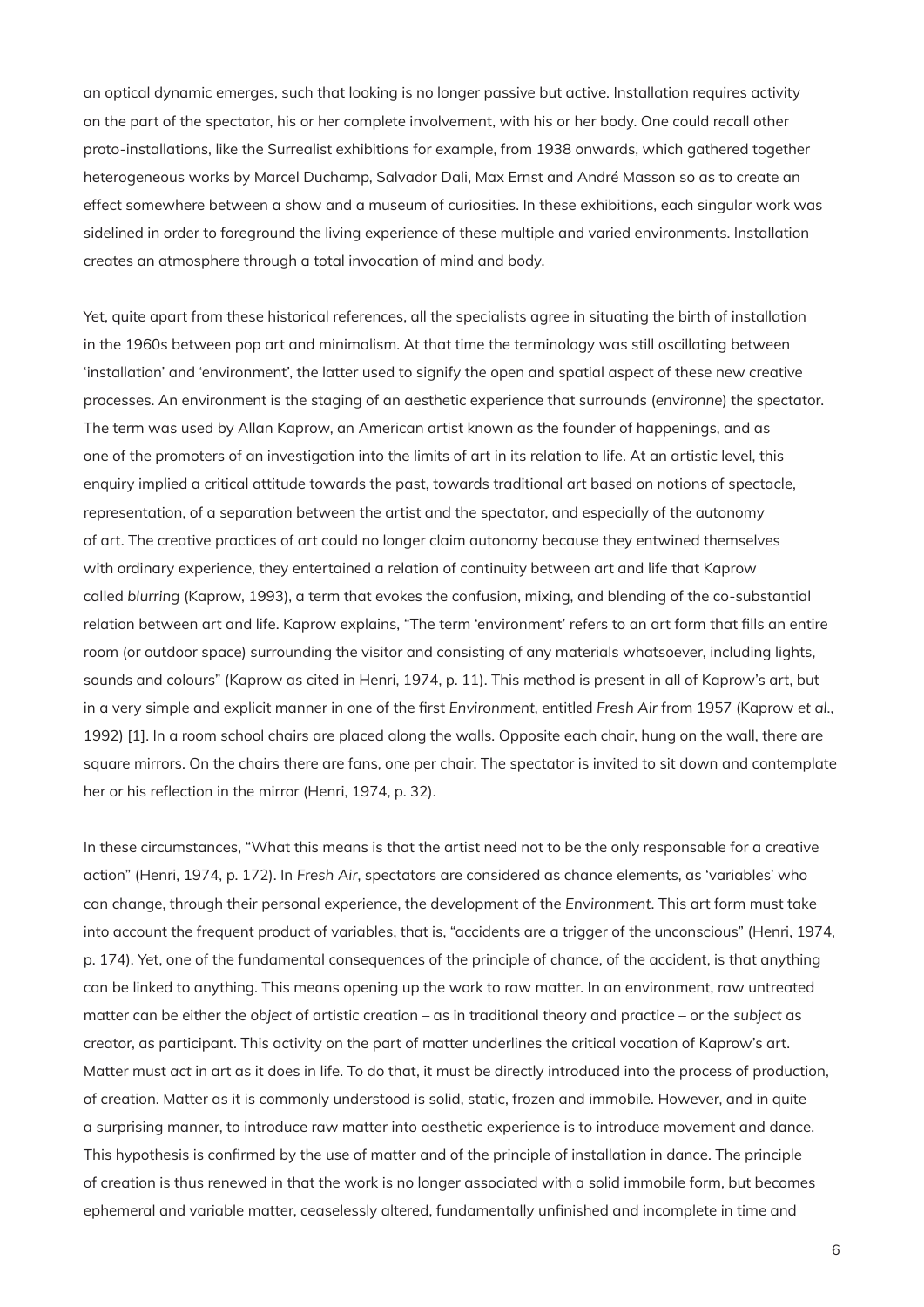an optical dynamic emerges, such that looking is no longer passive but active. Installation requires activity on the part of the spectator, his or her complete involvement, with his or her body. One could recall other proto-installations, like the Surrealist exhibitions for example, from 1938 onwards, which gathered together heterogeneous works by Marcel Duchamp, Salvador Dali, Max Ernst and André Masson so as to create an effect somewhere between a show and a museum of curiosities. In these exhibitions, each singular work was sidelined in order to foreground the living experience of these multiple and varied environments. Installation creates an atmosphere through a total invocation of mind and body.

Yet, quite apart from these historical references, all the specialists agree in situating the birth of installation in the 1960s between pop art and minimalism. At that time the terminology was still oscillating between 'installation' and 'environment', the latter used to signify the open and spatial aspect of these new creative processes. An environment is the staging of an aesthetic experience that surrounds (*environne*) the spectator. The term was used by Allan Kaprow, an American artist known as the founder of happenings, and as one of the promoters of an investigation into the limits of art in its relation to life. At an artistic level, this enquiry implied a critical attitude towards the past, towards traditional art based on notions of spectacle, representation, of a separation between the artist and the spectator, and especially of the autonomy of art. The creative practices of art could no longer claim autonomy because they entwined themselves with ordinary experience, they entertained a relation of continuity between art and life that Kaprow called *blurring* (Kaprow, 1993), a term that evokes the confusion, mixing, and blending of the co-substantial relation between art and life. Kaprow explains, "The term 'environment' refers to an art form that fills an entire room (or outdoor space) surrounding the visitor and consisting of any materials whatsoever, including lights, sounds and colours" (Kaprow as cited in Henri, 1974, p. 11). This method is present in all of Kaprow's art, but in a very simple and explicit manner in one of the first *Environment*, entitled *Fresh Air* from 1957 (Kaprow *et al.*, 1992) [1]. In a room school chairs are placed along the walls. Opposite each chair, hung on the wall, there are square mirrors. On the chairs there are fans, one per chair. The spectator is invited to sit down and contemplate her or his reflection in the mirror (Henri, 1974, p. 32).

In these circumstances, "What this means is that the artist need not to be the only responsable for a creative action" (Henri, 1974, p. 172). In *Fresh Air*, spectators are considered as chance elements, as 'variables' who can change, through their personal experience, the development of the *Environment*. This art form must take into account the frequent product of variables, that is, "accidents are a trigger of the unconscious" (Henri, 1974, p. 174). Yet, one of the fundamental consequences of the principle of chance, of the accident, is that anything can be linked to anything. This means opening up the work to raw matter. In an environment, raw untreated matter can be either the *object* of artistic creation – as in traditional theory and practice – or the *subject* as creator, as participant. This activity on the part of matter underlines the critical vocation of Kaprow's art. Matter must *act* in art as it does in life. To do that, it must be directly introduced into the process of production, of creation. Matter as it is commonly understood is solid, static, frozen and immobile. However, and in quite a surprising manner, to introduce raw matter into aesthetic experience is to introduce movement and dance. This hypothesis is confirmed by the use of matter and of the principle of installation in dance. The principle of creation is thus renewed in that the work is no longer associated with a solid immobile form, but becomes ephemeral and variable matter, ceaselessly altered, fundamentally unfinished and incomplete in time and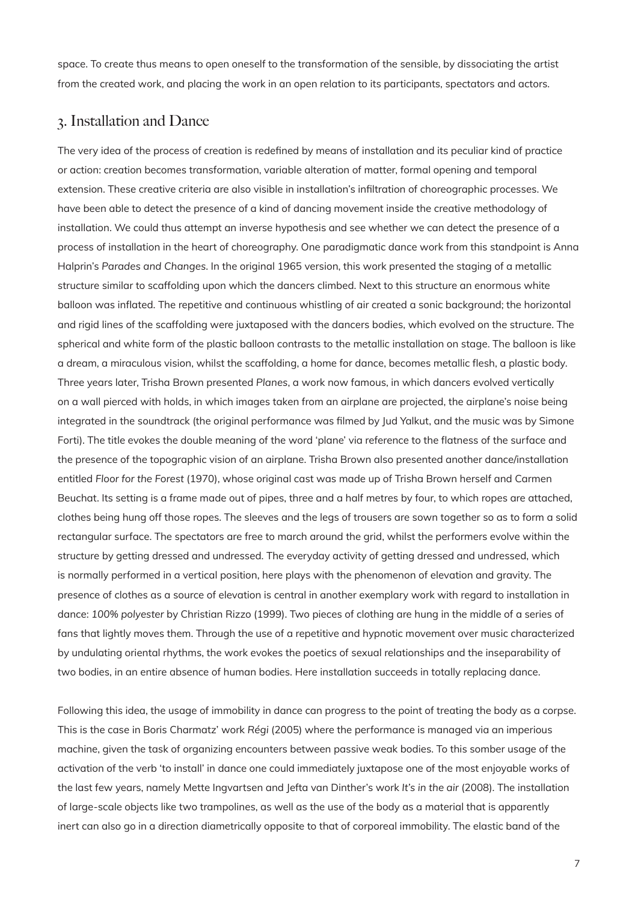space. To create thus means to open oneself to the transformation of the sensible, by dissociating the artist from the created work, and placing the work in an open relation to its participants, spectators and actors.

## 3. Installation and Dance

The very idea of the process of creation is redefined by means of installation and its peculiar kind of practice or action: creation becomes transformation, variable alteration of matter, formal opening and temporal extension. These creative criteria are also visible in installation's infiltration of choreographic processes. We have been able to detect the presence of a kind of dancing movement inside the creative methodology of installation. We could thus attempt an inverse hypothesis and see whether we can detect the presence of a process of installation in the heart of choreography. One paradigmatic dance work from this standpoint is Anna Halprin's *Parades and Changes*. In the original 1965 version, this work presented the staging of a metallic structure similar to scaffolding upon which the dancers climbed. Next to this structure an enormous white balloon was inflated. The repetitive and continuous whistling of air created a sonic background; the horizontal and rigid lines of the scaffolding were juxtaposed with the dancers bodies, which evolved on the structure. The spherical and white form of the plastic balloon contrasts to the metallic installation on stage. The balloon is like a dream, a miraculous vision, whilst the scaffolding, a home for dance, becomes metallic flesh, a plastic body. Three years later, Trisha Brown presented *Planes*, a work now famous, in which dancers evolved vertically on a wall pierced with holds, in which images taken from an airplane are projected, the airplane's noise being integrated in the soundtrack (the original performance was filmed by Jud Yalkut, and the music was by Simone Forti). The title evokes the double meaning of the word 'plane' via reference to the flatness of the surface and the presence of the topographic vision of an airplane. Trisha Brown also presented another dance/installation entitled *Floor for the Forest* (1970), whose original cast was made up of Trisha Brown herself and Carmen Beuchat. Its setting is a frame made out of pipes, three and a half metres by four, to which ropes are attached, clothes being hung off those ropes. The sleeves and the legs of trousers are sown together so as to form a solid rectangular surface. The spectators are free to march around the grid, whilst the performers evolve within the structure by getting dressed and undressed. The everyday activity of getting dressed and undressed, which is normally performed in a vertical position, here plays with the phenomenon of elevation and gravity. The presence of clothes as a source of elevation is central in another exemplary work with regard to installation in dance: *100% polyester* by Christian Rizzo (1999). Two pieces of clothing are hung in the middle of a series of fans that lightly moves them. Through the use of a repetitive and hypnotic movement over music characterized by undulating oriental rhythms, the work evokes the poetics of sexual relationships and the inseparability of two bodies, in an entire absence of human bodies. Here installation succeeds in totally replacing dance.

Following this idea, the usage of immobility in dance can progress to the point of treating the body as a corpse. This is the case in Boris Charmatz' work *Régi* (2005) where the performance is managed via an imperious machine, given the task of organizing encounters between passive weak bodies. To this somber usage of the activation of the verb 'to install' in dance one could immediately juxtapose one of the most enjoyable works of the last few years, namely Mette Ingvartsen and Jefta van Dinther's work *It's in the air* (2008). The installation of large-scale objects like two trampolines, as well as the use of the body as a material that is apparently inert can also go in a direction diametrically opposite to that of corporeal immobility. The elastic band of the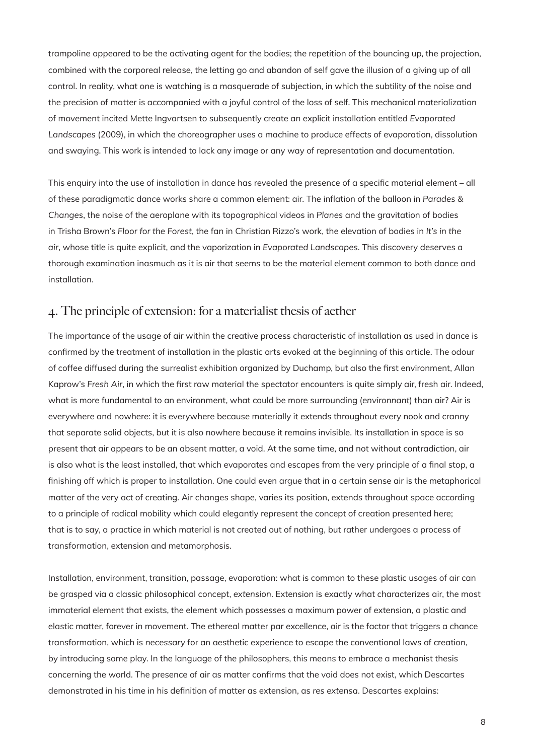trampoline appeared to be the activating agent for the bodies; the repetition of the bouncing up, the projection, combined with the corporeal release, the letting go and abandon of self gave the illusion of a giving up of all control. In reality, what one is watching is a masquerade of subjection, in which the subtility of the noise and the precision of matter is accompanied with a joyful control of the loss of self. This mechanical materialization of movement incited Mette Ingvartsen to subsequently create an explicit installation entitled *Evaporated Landscapes* (2009), in which the choreographer uses a machine to produce effects of evaporation, dissolution and swaying. This work is intended to lack any image or any way of representation and documentation.

This enquiry into the use of installation in dance has revealed the presence of a specific material element – all of these paradigmatic dance works share a common element: air. The inflation of the balloon in *Parades & Changes*, the noise of the aeroplane with its topographical videos in *Planes* and the gravitation of bodies in Trisha Brown's *Floor for the Forest*, the fan in Christian Rizzo's work, the elevation of bodies in *It's in the air*, whose title is quite explicit, and the vaporization in *Evaporated Landscapes*. This discovery deserves a thorough examination inasmuch as it is air that seems to be the material element common to both dance and installation.

## 4. The principle of extension: for a materialist thesis of aether

The importance of the usage of air within the creative process characteristic of installation as used in dance is confirmed by the treatment of installation in the plastic arts evoked at the beginning of this article. The odour of coffee diffused during the surrealist exhibition organized by Duchamp, but also the first environment, Allan Kaprow's *Fresh Air*, in which the first raw material the spectator encounters is quite simply air, fresh air. Indeed, what is more fundamental to an environment, what could be more surrounding (*environnant*) than air? Air is everywhere and nowhere: it is everywhere because materially it extends throughout every nook and cranny that separate solid objects, but it is also nowhere because it remains invisible. Its installation in space is so present that air appears to be an absent matter, a void. At the same time, and not without contradiction, air is also what is the least installed, that which evaporates and escapes from the very principle of a final stop, a finishing off which is proper to installation. One could even argue that in a certain sense air is the metaphorical matter of the very act of creating. Air changes shape, varies its position, extends throughout space according to a principle of radical mobility which could elegantly represent the concept of creation presented here; that is to say, a practice in which material is not created out of nothing, but rather undergoes a process of transformation, extension and metamorphosis.

Installation, environment, transition, passage, evaporation: what is common to these plastic usages of air can be grasped via a classic philosophical concept, *extension*. Extension is exactly what characterizes air, the most immaterial element that exists, the element which possesses a maximum power of extension, a plastic and elastic matter, forever in movement. The ethereal matter par excellence, air is the factor that triggers a chance transformation, which is *necessary* for an aesthetic experience to escape the conventional laws of creation, by introducing some play. In the language of the philosophers, this means to embrace a mechanist thesis concerning the world. The presence of air as matter confirms that the void does not exist, which Descartes demonstrated in his time in his definition of matter as extension, as *res extensa*. Descartes explains: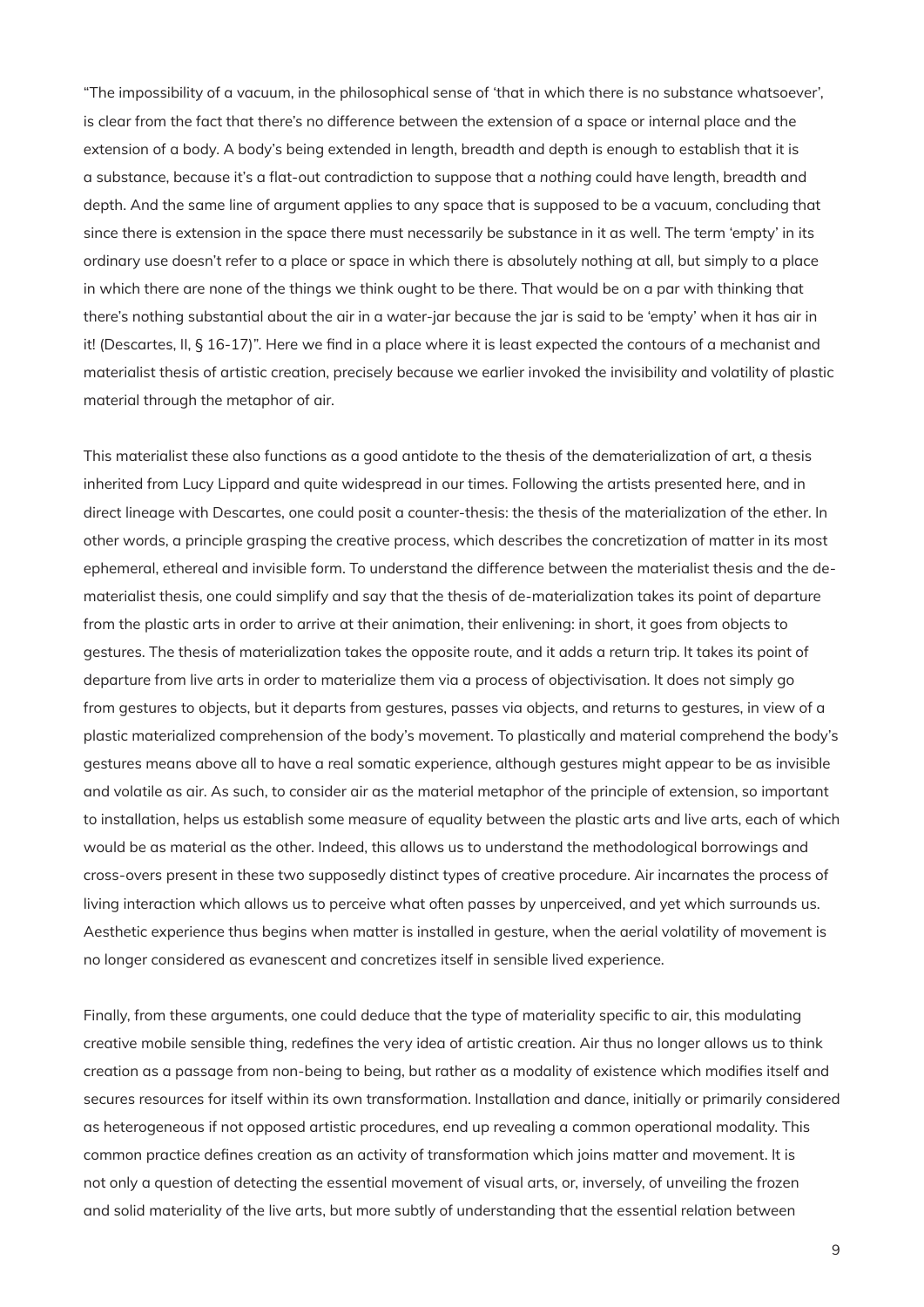"The impossibility of a vacuum, in the philosophical sense of 'that in which there is no substance whatsoever', is clear from the fact that there's no difference between the extension of a space or internal place and the extension of a body. A body's being extended in length, breadth and depth is enough to establish that it is a substance, because it's a flat-out contradiction to suppose that a *nothing* could have length, breadth and depth. And the same line of argument applies to any space that is supposed to be a vacuum, concluding that since there is extension in the space there must necessarily be substance in it as well. The term 'empty' in its ordinary use doesn't refer to a place or space in which there is absolutely nothing at all, but simply to a place in which there are none of the things we think ought to be there. That would be on a par with thinking that there's nothing substantial about the air in a water-jar because the jar is said to be 'empty' when it has air in it! (Descartes, II, § 16-17)". Here we find in a place where it is least expected the contours of a mechanist and materialist thesis of artistic creation, precisely because we earlier invoked the invisibility and volatility of plastic material through the metaphor of air.

This materialist these also functions as a good antidote to the thesis of the dematerialization of art, a thesis inherited from Lucy Lippard and quite widespread in our times. Following the artists presented here, and in direct lineage with Descartes, one could posit a counter-thesis: the thesis of the materialization of the ether. In other words, a principle grasping the creative process, which describes the concretization of matter in its most ephemeral, ethereal and invisible form. To understand the difference between the materialist thesis and the de-materialist thesis, one could simplify and say that the thesis of de-materialization takes its point of departure from the plastic arts in order to arrive at their animation, their enlivening: in short, it goes from objects to gestures. The thesis of materialization takes the opposite route, and it adds a return trip. It takes its point of departure from live arts in order to materialize them via a process of objectivisation. It does not simply go from gestures to objects, but it departs from gestures, passes via objects, and returns to gestures, in view of a plastic materialized comprehension of the body's movement. To plastically and material comprehend the body's gestures means above all to have a real somatic experience, although gestures might appear to be as invisible and volatile as air. As such, to consider air as the material metaphor of the principle of extension, so important to installation, helps us establish some measure of equality between the plastic arts and live arts, each of which would be as material as the other. Indeed, this allows us to understand the methodological borrowings and cross-overs present in these two supposedly distinct types of creative procedure. Air incarnates the process of living interaction which allows us to perceive what often passes by unperceived, and yet which surrounds us. Aesthetic experience thus begins when matter is installed in gesture, when the aerial volatility of movement is no longer considered as evanescent and concretizes itself in sensible lived experience.

Finally, from these arguments, one could deduce that the type of materiality specific to air, this modulating creative mobile sensible thing, redefines the very idea of artistic creation. Air thus no longer allows us to think creation as a passage from non-being to being, but rather as a modality of existence which modifies itself and secures resources for itself within its own transformation. Installation and dance, initially or primarily considered as heterogeneous if not opposed artistic procedures, end up revealing a common operational modality. This common practice defines creation as an activity of transformation which joins matter and movement. It is not only a question of detecting the essential movement of visual arts, or, inversely, of unveiling the frozen and solid materiality of the live arts, but more subtly of understanding that the essential relation between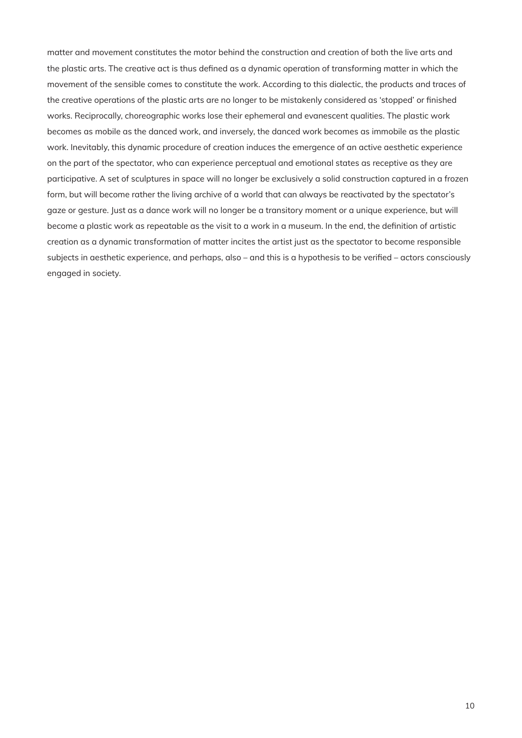matter and movement constitutes the motor behind the construction and creation of both the live arts and the plastic arts. The creative act is thus defined as a dynamic operation of transforming matter in which the movement of the sensible comes to constitute the work. According to this dialectic, the products and traces of the creative operations of the plastic arts are no longer to be mistakenly considered as 'stopped' or finished works. Reciprocally, choreographic works lose their ephemeral and evanescent qualities. The plastic work becomes as mobile as the danced work, and inversely, the danced work becomes as immobile as the plastic work. Inevitably, this dynamic procedure of creation induces the emergence of an active aesthetic experience on the part of the spectator, who can experience perceptual and emotional states as receptive as they are participative. A set of sculptures in space will no longer be exclusively a solid construction captured in a frozen form, but will become rather the living archive of a world that can always be reactivated by the spectator's gaze or gesture. Just as a dance work will no longer be a transitory moment or a unique experience, but will become a plastic work as repeatable as the visit to a work in a museum. In the end, the definition of artistic creation as a dynamic transformation of matter incites the artist just as the spectator to become responsible subjects in aesthetic experience, and perhaps, also – and this is a hypothesis to be verified – actors consciously engaged in society.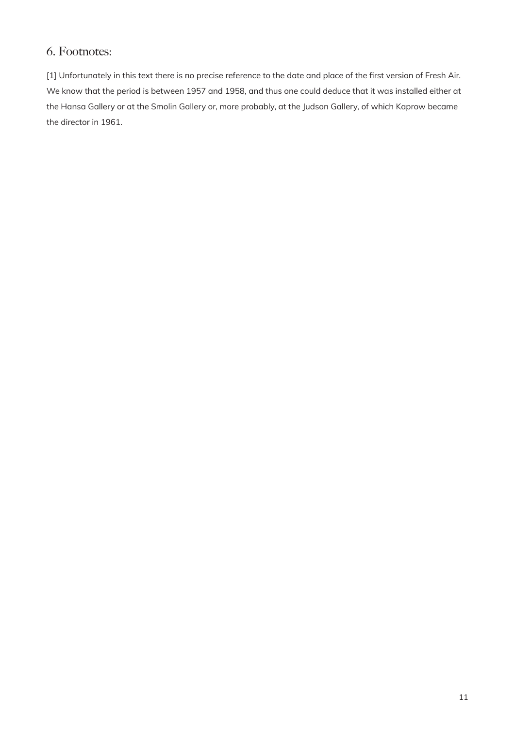## 6. Footnotes:

[1] Unfortunately in this text there is no precise reference to the date and place of the first version of Fresh Air. We know that the period is between 1957 and 1958, and thus one could deduce that it was installed either at the Hansa Gallery or at the Smolin Gallery or, more probably, at the Judson Gallery, of which Kaprow became the director in 1961.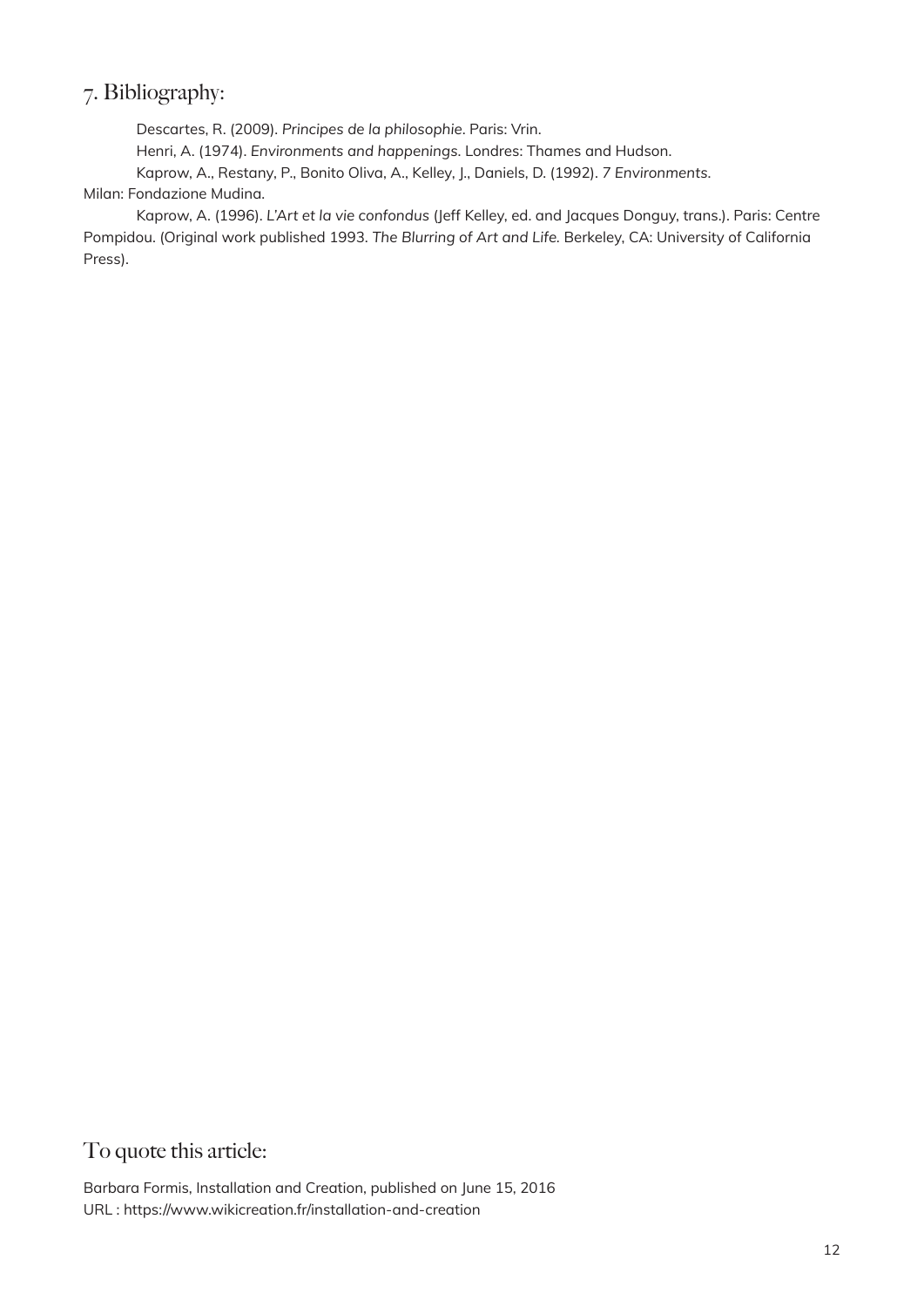## 7. Bibliography:

Descartes, R. (2009). *Principes de la philosophie*. Paris: Vrin.

Henri, A. (1974). *Environments and happenings*. Londres: Thames and Hudson.

Kaprow, A., Restany, P., Bonito Oliva, A., Kelley, J., Daniels, D. (1992). *7 Environments*. Milan: Fondazione Mudina.

Kaprow, A. (1996). *L'Art et la vie confondus* (Jeff Kelley, ed. and Jacques Donguy, trans.). Paris: Centre Pompidou. (Original work published 1993. *The Blurring of Art and Life.* Berkeley, CA: University of California Press).

## To quote this article:

Barbara Formis, Installation and Creation, published on June 15, 2016
URL : https://www.wikicreation.fr/installation-and-creation